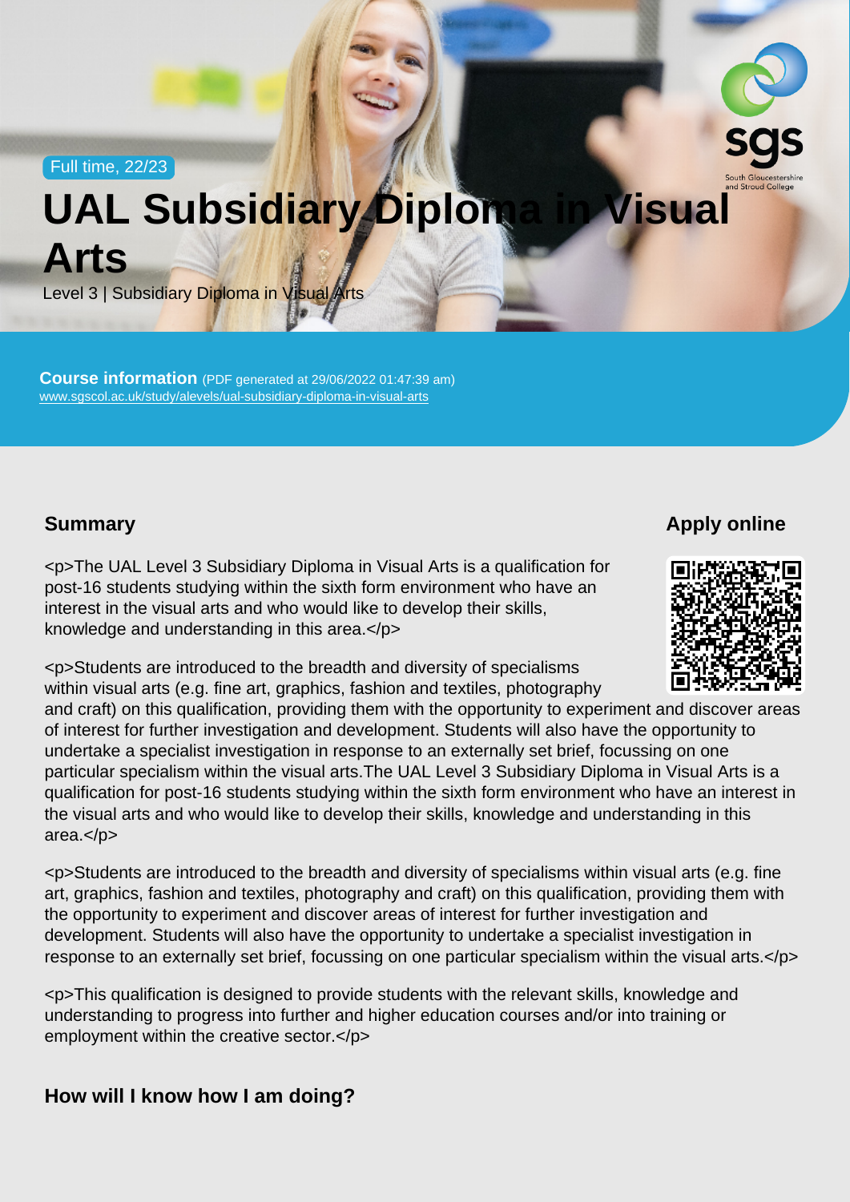Full time, 22/23

# UAL Subsidiary Diploma in Visual Arts

Level 3 | Subsidiary Diploma in Visual Arts

**Course information** (PDF generated at 29/06/2022 01:47:39 am)
www.sgscol.ac.uk/study/alevels/ual-subsidiary-diploma-in-visual-arts

## Summary

<p>The UAL Level 3 Subsidiary Diploma in Visual Arts is a qualification for post-16 students studying within the sixth form environment who have an interest in the visual arts and who would like to develop their skills, knowledge and understanding in this area.</p>

<p>Students are introduced to the breadth and diversity of specialisms within visual arts (e.g. fine art, graphics, fashion and textiles, photography and craft) on this qualification, providing them with the opportunity to experiment and discover areas of interest for further investigation and development. Students will also have the opportunity to undertake a specialist investigation in response to an externally set brief, focussing on one particular specialism within the visual arts.The UAL Level 3 Subsidiary Diploma in Visual Arts is a qualification for post-16 students studying within the sixth form environment who have an interest in the visual arts and who would like to develop their skills, knowledge and understanding in this area.</p>

<p>Students are introduced to the breadth and diversity of specialisms within visual arts (e.g. fine art, graphics, fashion and textiles, photography and craft) on this qualification, providing them with the opportunity to experiment and discover areas of interest for further investigation and development. Students will also have the opportunity to undertake a specialist investigation in response to an externally set brief, focussing on one particular specialism within the visual arts.</p>

<p>This qualification is designed to provide students with the relevant skills, knowledge and understanding to progress into further and higher education courses and/or into training or employment within the creative sector.</p>

## Apply online

## How will I know how I am doing?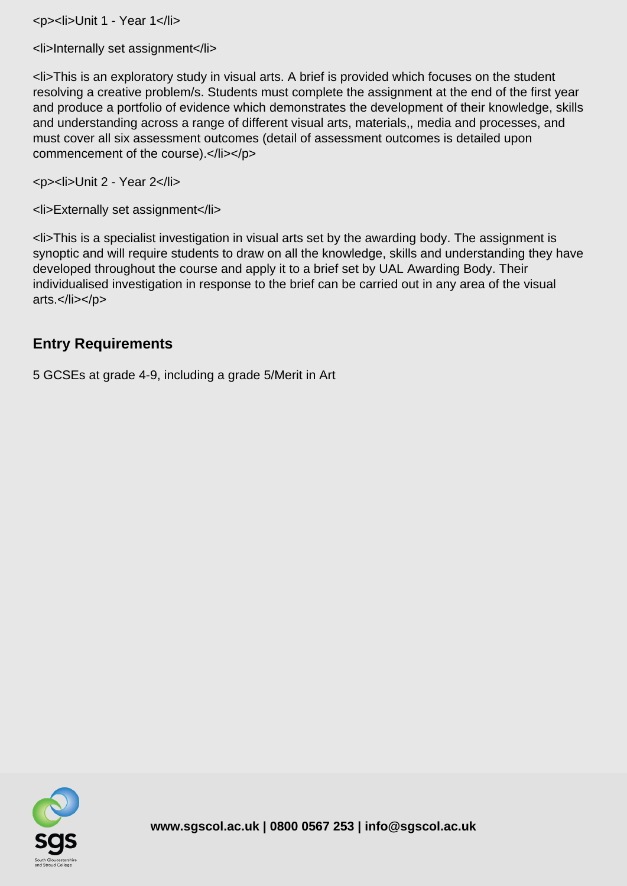<p><li>Unit 1 - Year 1</li>

<li>Internally set assignment</li>

<li>This is an exploratory study in visual arts. A brief is provided which focuses on the student resolving a creative problem/s. Students must complete the assignment at the end of the first year and produce a portfolio of evidence which demonstrates the development of their knowledge, skills and understanding across a range of different visual arts, materials,, media and processes, and must cover all six assessment outcomes (detail of assessment outcomes is detailed upon commencement of the course).</li></p>

<p><li>Unit 2 - Year 2</li>

<li>Externally set assignment</li>

<li>This is a specialist investigation in visual arts set by the awarding body. The assignment is synoptic and will require students to draw on all the knowledge, skills and understanding they have developed throughout the course and apply it to a brief set by UAL Awarding Body. Their individualised investigation in response to the brief can be carried out in any area of the visual arts.</li></p>

## Entry Requirements

5 GCSEs at grade 4-9, including a grade 5/Merit in Art